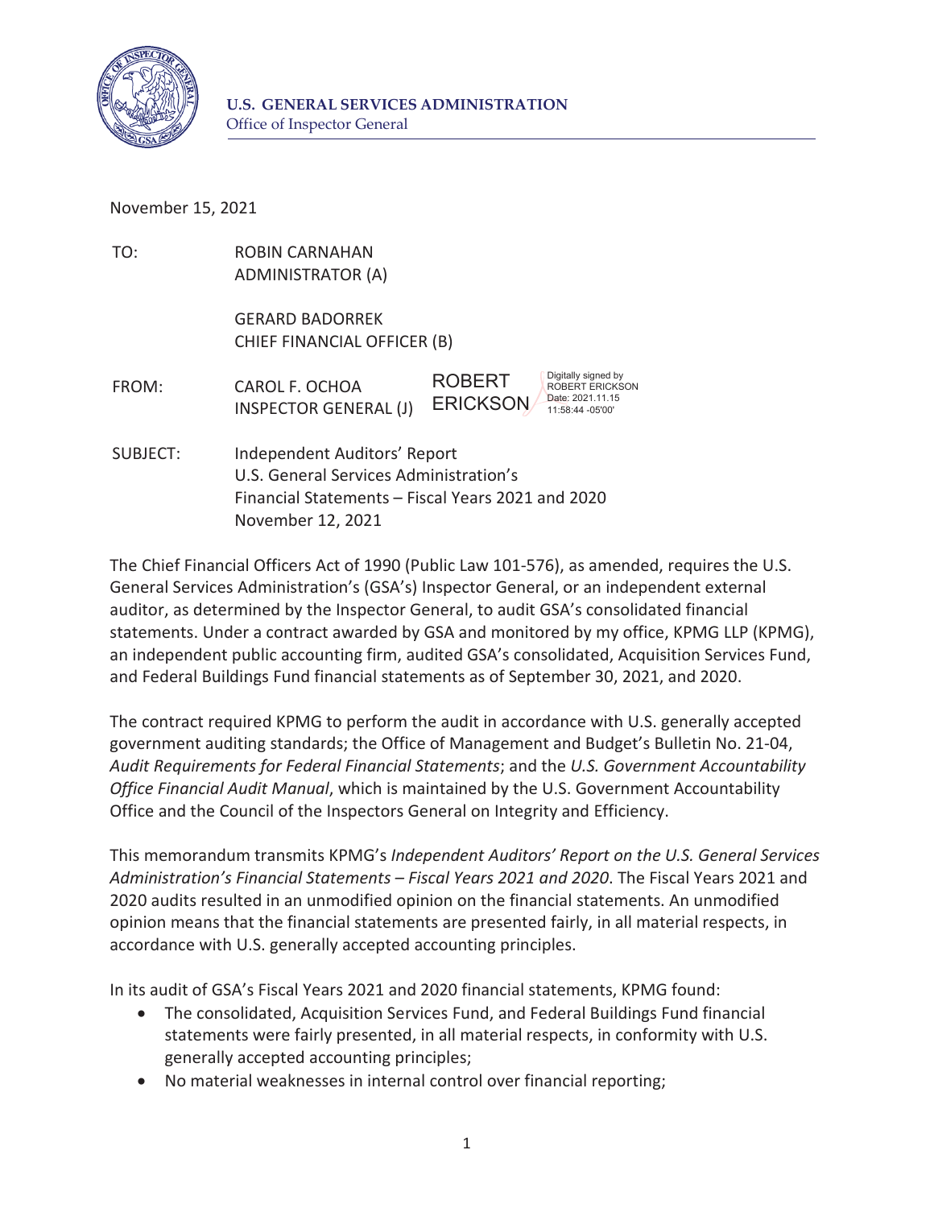**U.S. GENERAL SERVICES ADMINISTRATION**
Office of Inspector General

November 15, 2021

TO: ROBIN CARNAHAN
ADMINISTRATOR (A)

GERARD BADORREK
CHIEF FINANCIAL OFFICER (B)

FROM: CAROL F. OCHOA
INSPECTOR GENERAL (J)

ROBERT ERICKSON — Digitally signed by ROBERT ERICKSON Date: 2021.11.15 11:58:44 -05'00'

SUBJECT: Independent Auditors' Report
U.S. General Services Administration's
Financial Statements – Fiscal Years 2021 and 2020
November 12, 2021

The Chief Financial Officers Act of 1990 (Public Law 101-576), as amended, requires the U.S. General Services Administration's (GSA's) Inspector General, or an independent external auditor, as determined by the Inspector General, to audit GSA's consolidated financial statements. Under a contract awarded by GSA and monitored by my office, KPMG LLP (KPMG), an independent public accounting firm, audited GSA's consolidated, Acquisition Services Fund, and Federal Buildings Fund financial statements as of September 30, 2021, and 2020.

The contract required KPMG to perform the audit in accordance with U.S. generally accepted government auditing standards; the Office of Management and Budget's Bulletin No. 21-04, *Audit Requirements for Federal Financial Statements*; and the *U.S. Government Accountability Office Financial Audit Manual*, which is maintained by the U.S. Government Accountability Office and the Council of the Inspectors General on Integrity and Efficiency.

This memorandum transmits KPMG's *Independent Auditors' Report on the U.S. General Services Administration's Financial Statements – Fiscal Years 2021 and 2020*. The Fiscal Years 2021 and 2020 audits resulted in an unmodified opinion on the financial statements. An unmodified opinion means that the financial statements are presented fairly, in all material respects, in accordance with U.S. generally accepted accounting principles.

In its audit of GSA's Fiscal Years 2021 and 2020 financial statements, KPMG found:

- The consolidated, Acquisition Services Fund, and Federal Buildings Fund financial statements were fairly presented, in all material respects, in conformity with U.S. generally accepted accounting principles;
- No material weaknesses in internal control over financial reporting;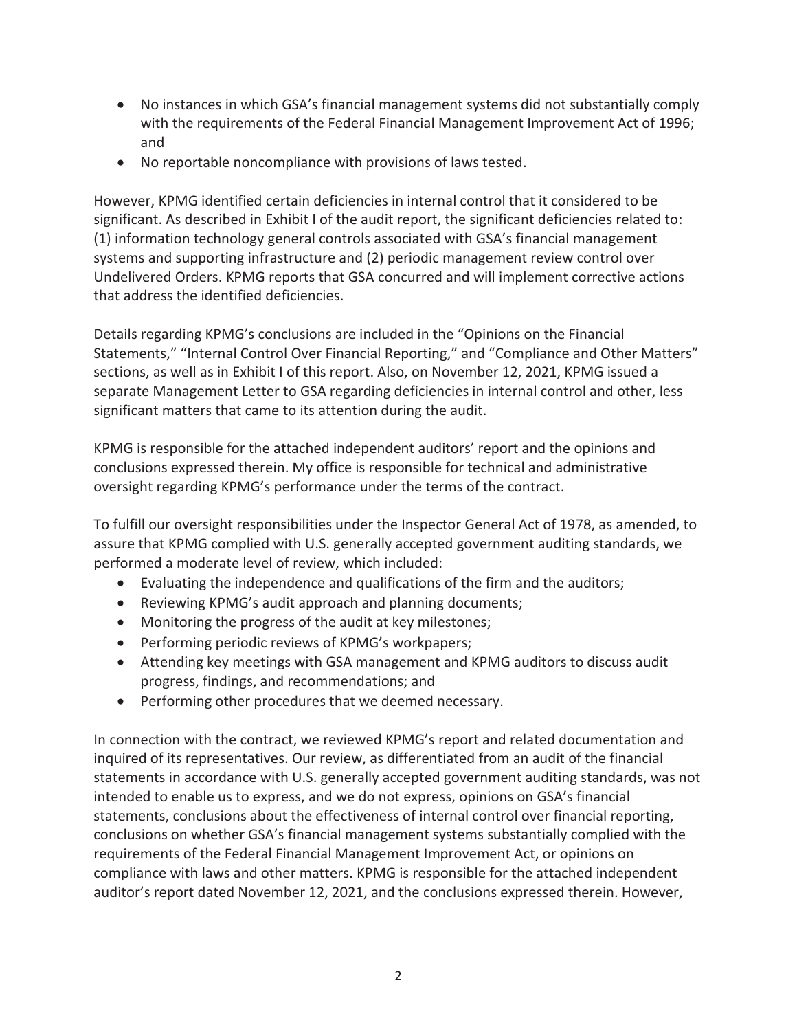- No instances in which GSA's financial management systems did not substantially comply with the requirements of the Federal Financial Management Improvement Act of 1996; and
- No reportable noncompliance with provisions of laws tested.

However, KPMG identified certain deficiencies in internal control that it considered to be significant. As described in Exhibit I of the audit report, the significant deficiencies related to: (1) information technology general controls associated with GSA's financial management systems and supporting infrastructure and (2) periodic management review control over Undelivered Orders. KPMG reports that GSA concurred and will implement corrective actions that address the identified deficiencies.

Details regarding KPMG's conclusions are included in the "Opinions on the Financial Statements," "Internal Control Over Financial Reporting," and "Compliance and Other Matters" sections, as well as in Exhibit I of this report. Also, on November 12, 2021, KPMG issued a separate Management Letter to GSA regarding deficiencies in internal control and other, less significant matters that came to its attention during the audit.

KPMG is responsible for the attached independent auditors' report and the opinions and conclusions expressed therein. My office is responsible for technical and administrative oversight regarding KPMG's performance under the terms of the contract.

To fulfill our oversight responsibilities under the Inspector General Act of 1978, as amended, to assure that KPMG complied with U.S. generally accepted government auditing standards, we performed a moderate level of review, which included:

- Evaluating the independence and qualifications of the firm and the auditors;
- Reviewing KPMG's audit approach and planning documents;
- Monitoring the progress of the audit at key milestones;
- Performing periodic reviews of KPMG's workpapers;
- Attending key meetings with GSA management and KPMG auditors to discuss audit progress, findings, and recommendations; and
- Performing other procedures that we deemed necessary.

In connection with the contract, we reviewed KPMG's report and related documentation and inquired of its representatives. Our review, as differentiated from an audit of the financial statements in accordance with U.S. generally accepted government auditing standards, was not intended to enable us to express, and we do not express, opinions on GSA's financial statements, conclusions about the effectiveness of internal control over financial reporting, conclusions on whether GSA's financial management systems substantially complied with the requirements of the Federal Financial Management Improvement Act, or opinions on compliance with laws and other matters. KPMG is responsible for the attached independent auditor's report dated November 12, 2021, and the conclusions expressed therein. However,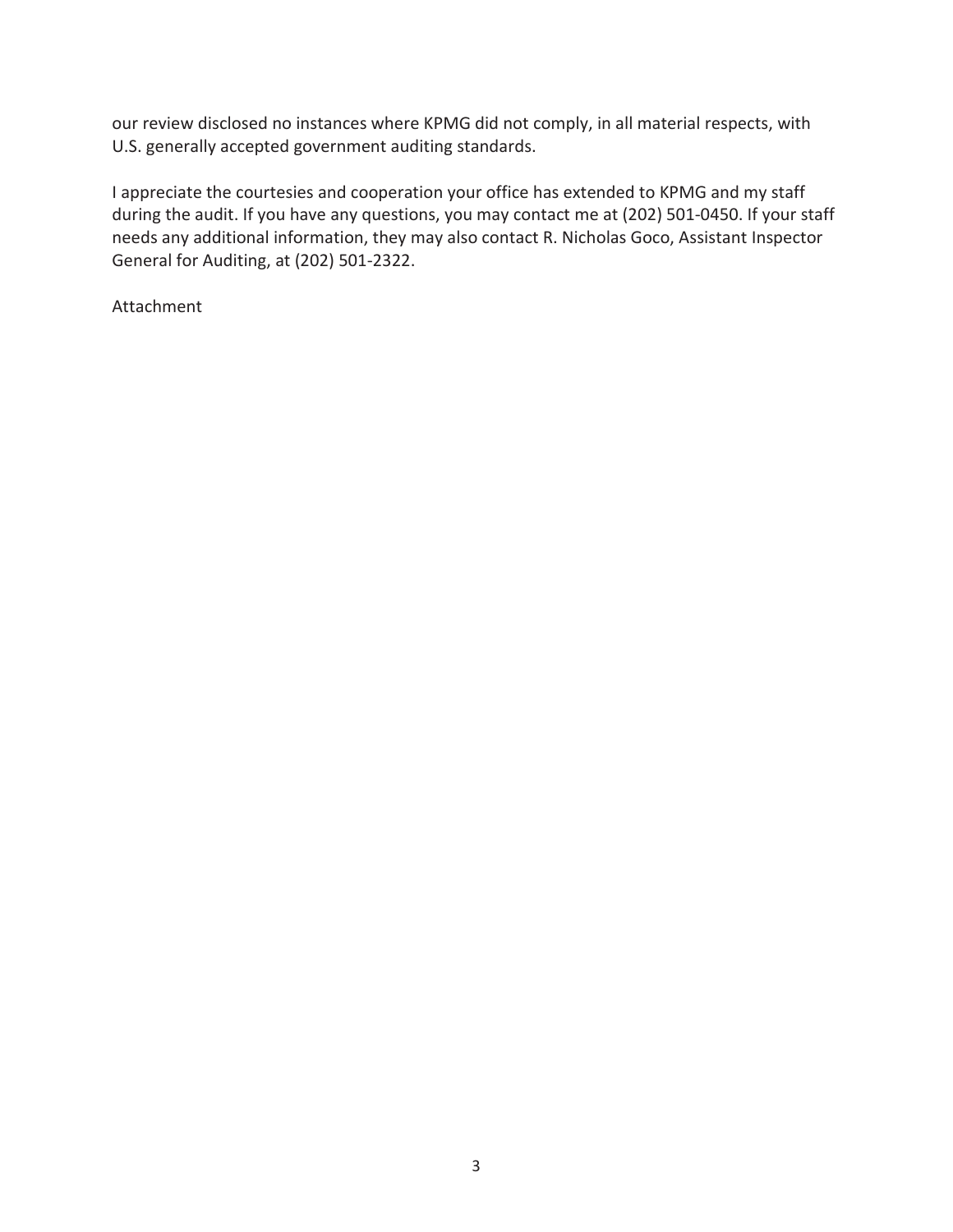our review disclosed no instances where KPMG did not comply, in all material respects, with U.S. generally accepted government auditing standards.

I appreciate the courtesies and cooperation your office has extended to KPMG and my staff during the audit. If you have any questions, you may contact me at (202) 501-0450. If your staff needs any additional information, they may also contact R. Nicholas Goco, Assistant Inspector General for Auditing, at (202) 501-2322.

Attachment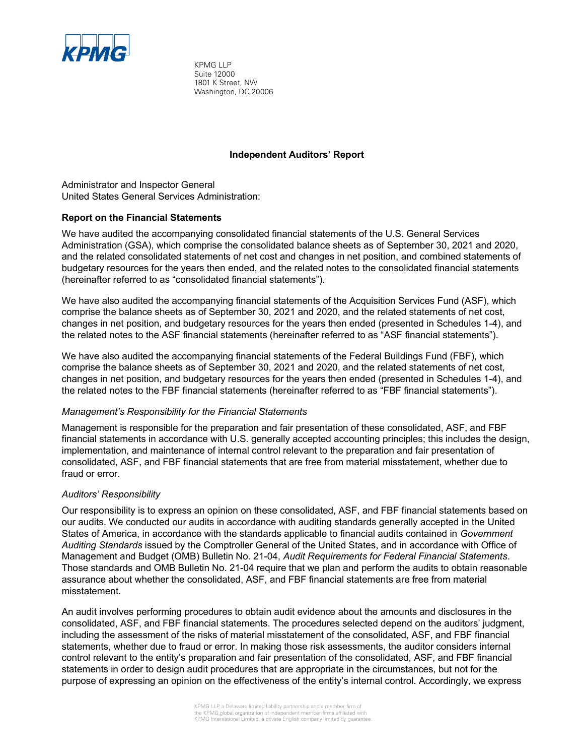KPMG LLP
Suite 12000
1801 K Street, NW
Washington, DC 20006

## Independent Auditors' Report

Administrator and Inspector General
United States General Services Administration:

### Report on the Financial Statements

We have audited the accompanying consolidated financial statements of the U.S. General Services Administration (GSA), which comprise the consolidated balance sheets as of September 30, 2021 and 2020, and the related consolidated statements of net cost and changes in net position, and combined statements of budgetary resources for the years then ended, and the related notes to the consolidated financial statements (hereinafter referred to as "consolidated financial statements").

We have also audited the accompanying financial statements of the Acquisition Services Fund (ASF), which comprise the balance sheets as of September 30, 2021 and 2020, and the related statements of net cost, changes in net position, and budgetary resources for the years then ended (presented in Schedules 1-4), and the related notes to the ASF financial statements (hereinafter referred to as "ASF financial statements").

We have also audited the accompanying financial statements of the Federal Buildings Fund (FBF), which comprise the balance sheets as of September 30, 2021 and 2020, and the related statements of net cost, changes in net position, and budgetary resources for the years then ended (presented in Schedules 1-4), and the related notes to the FBF financial statements (hereinafter referred to as "FBF financial statements").

*Management's Responsibility for the Financial Statements*

Management is responsible for the preparation and fair presentation of these consolidated, ASF, and FBF financial statements in accordance with U.S. generally accepted accounting principles; this includes the design, implementation, and maintenance of internal control relevant to the preparation and fair presentation of consolidated, ASF, and FBF financial statements that are free from material misstatement, whether due to fraud or error.

*Auditors' Responsibility*

Our responsibility is to express an opinion on these consolidated, ASF, and FBF financial statements based on our audits. We conducted our audits in accordance with auditing standards generally accepted in the United States of America, in accordance with the standards applicable to financial audits contained in *Government Auditing Standards* issued by the Comptroller General of the United States, and in accordance with Office of Management and Budget (OMB) Bulletin No. 21-04, *Audit Requirements for Federal Financial Statements*. Those standards and OMB Bulletin No. 21-04 require that we plan and perform the audits to obtain reasonable assurance about whether the consolidated, ASF, and FBF financial statements are free from material misstatement.

An audit involves performing procedures to obtain audit evidence about the amounts and disclosures in the consolidated, ASF, and FBF financial statements. The procedures selected depend on the auditors' judgment, including the assessment of the risks of material misstatement of the consolidated, ASF, and FBF financial statements, whether due to fraud or error. In making those risk assessments, the auditor considers internal control relevant to the entity's preparation and fair presentation of the consolidated, ASF, and FBF financial statements in order to design audit procedures that are appropriate in the circumstances, but not for the purpose of expressing an opinion on the effectiveness of the entity's internal control. Accordingly, we express

KPMG LLP, a Delaware limited liability partnership and a member firm of the KPMG global organization of independent member firms affiliated with KPMG International Limited, a private English company limited by guarantee.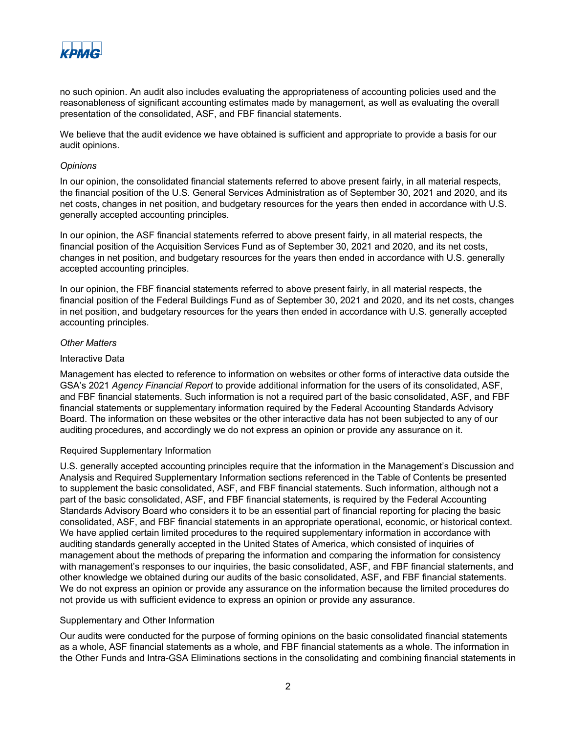no such opinion. An audit also includes evaluating the appropriateness of accounting policies used and the reasonableness of significant accounting estimates made by management, as well as evaluating the overall presentation of the consolidated, ASF, and FBF financial statements.

We believe that the audit evidence we have obtained is sufficient and appropriate to provide a basis for our audit opinions.

*Opinions*

In our opinion, the consolidated financial statements referred to above present fairly, in all material respects, the financial position of the U.S. General Services Administration as of September 30, 2021 and 2020, and its net costs, changes in net position, and budgetary resources for the years then ended in accordance with U.S. generally accepted accounting principles.

In our opinion, the ASF financial statements referred to above present fairly, in all material respects, the financial position of the Acquisition Services Fund as of September 30, 2021 and 2020, and its net costs, changes in net position, and budgetary resources for the years then ended in accordance with U.S. generally accepted accounting principles.

In our opinion, the FBF financial statements referred to above present fairly, in all material respects, the financial position of the Federal Buildings Fund as of September 30, 2021 and 2020, and its net costs, changes in net position, and budgetary resources for the years then ended in accordance with U.S. generally accepted accounting principles.

*Other Matters*

Interactive Data

Management has elected to reference to information on websites or other forms of interactive data outside the GSA's 2021 *Agency Financial Report* to provide additional information for the users of its consolidated, ASF, and FBF financial statements. Such information is not a required part of the basic consolidated, ASF, and FBF financial statements or supplementary information required by the Federal Accounting Standards Advisory Board. The information on these websites or the other interactive data has not been subjected to any of our auditing procedures, and accordingly we do not express an opinion or provide any assurance on it.

Required Supplementary Information

U.S. generally accepted accounting principles require that the information in the Management's Discussion and Analysis and Required Supplementary Information sections referenced in the Table of Contents be presented to supplement the basic consolidated, ASF, and FBF financial statements. Such information, although not a part of the basic consolidated, ASF, and FBF financial statements, is required by the Federal Accounting Standards Advisory Board who considers it to be an essential part of financial reporting for placing the basic consolidated, ASF, and FBF financial statements in an appropriate operational, economic, or historical context. We have applied certain limited procedures to the required supplementary information in accordance with auditing standards generally accepted in the United States of America, which consisted of inquiries of management about the methods of preparing the information and comparing the information for consistency with management's responses to our inquiries, the basic consolidated, ASF, and FBF financial statements, and other knowledge we obtained during our audits of the basic consolidated, ASF, and FBF financial statements. We do not express an opinion or provide any assurance on the information because the limited procedures do not provide us with sufficient evidence to express an opinion or provide any assurance.

Supplementary and Other Information

Our audits were conducted for the purpose of forming opinions on the basic consolidated financial statements as a whole, ASF financial statements as a whole, and FBF financial statements as a whole. The information in the Other Funds and Intra-GSA Eliminations sections in the consolidating and combining financial statements in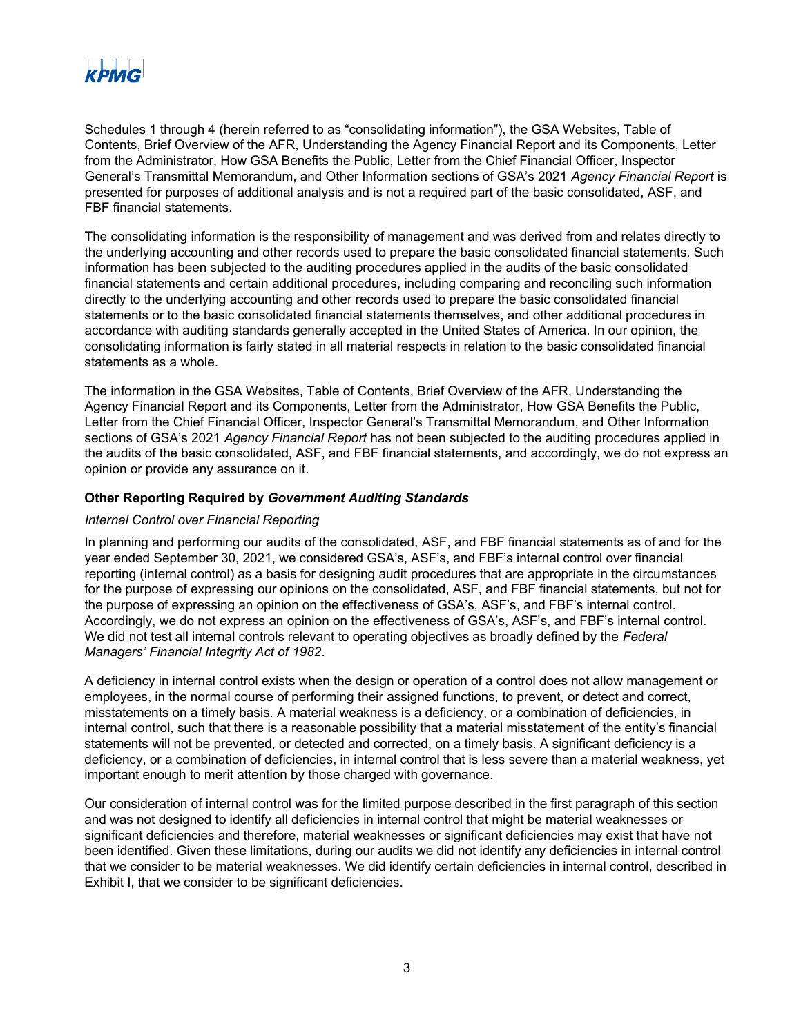Schedules 1 through 4 (herein referred to as "consolidating information"), the GSA Websites, Table of Contents, Brief Overview of the AFR, Understanding the Agency Financial Report and its Components, Letter from the Administrator, How GSA Benefits the Public, Letter from the Chief Financial Officer, Inspector General's Transmittal Memorandum, and Other Information sections of GSA's 2021 *Agency Financial Report* is presented for purposes of additional analysis and is not a required part of the basic consolidated, ASF, and FBF financial statements.

The consolidating information is the responsibility of management and was derived from and relates directly to the underlying accounting and other records used to prepare the basic consolidated financial statements. Such information has been subjected to the auditing procedures applied in the audits of the basic consolidated financial statements and certain additional procedures, including comparing and reconciling such information directly to the underlying accounting and other records used to prepare the basic consolidated financial statements or to the basic consolidated financial statements themselves, and other additional procedures in accordance with auditing standards generally accepted in the United States of America. In our opinion, the consolidating information is fairly stated in all material respects in relation to the basic consolidated financial statements as a whole.

The information in the GSA Websites, Table of Contents, Brief Overview of the AFR, Understanding the Agency Financial Report and its Components, Letter from the Administrator, How GSA Benefits the Public, Letter from the Chief Financial Officer, Inspector General's Transmittal Memorandum, and Other Information sections of GSA's 2021 *Agency Financial Report* has not been subjected to the auditing procedures applied in the audits of the basic consolidated, ASF, and FBF financial statements, and accordingly, we do not express an opinion or provide any assurance on it.

### Other Reporting Required by *Government Auditing Standards*

*Internal Control over Financial Reporting*

In planning and performing our audits of the consolidated, ASF, and FBF financial statements as of and for the year ended September 30, 2021, we considered GSA's, ASF's, and FBF's internal control over financial reporting (internal control) as a basis for designing audit procedures that are appropriate in the circumstances for the purpose of expressing our opinions on the consolidated, ASF, and FBF financial statements, but not for the purpose of expressing an opinion on the effectiveness of GSA's, ASF's, and FBF's internal control. Accordingly, we do not express an opinion on the effectiveness of GSA's, ASF's, and FBF's internal control. We did not test all internal controls relevant to operating objectives as broadly defined by the *Federal Managers' Financial Integrity Act of 1982*.

A deficiency in internal control exists when the design or operation of a control does not allow management or employees, in the normal course of performing their assigned functions, to prevent, or detect and correct, misstatements on a timely basis. A material weakness is a deficiency, or a combination of deficiencies, in internal control, such that there is a reasonable possibility that a material misstatement of the entity's financial statements will not be prevented, or detected and corrected, on a timely basis. A significant deficiency is a deficiency, or a combination of deficiencies, in internal control that is less severe than a material weakness, yet important enough to merit attention by those charged with governance.

Our consideration of internal control was for the limited purpose described in the first paragraph of this section and was not designed to identify all deficiencies in internal control that might be material weaknesses or significant deficiencies and therefore, material weaknesses or significant deficiencies may exist that have not been identified. Given these limitations, during our audits we did not identify any deficiencies in internal control that we consider to be material weaknesses. We did identify certain deficiencies in internal control, described in Exhibit I, that we consider to be significant deficiencies.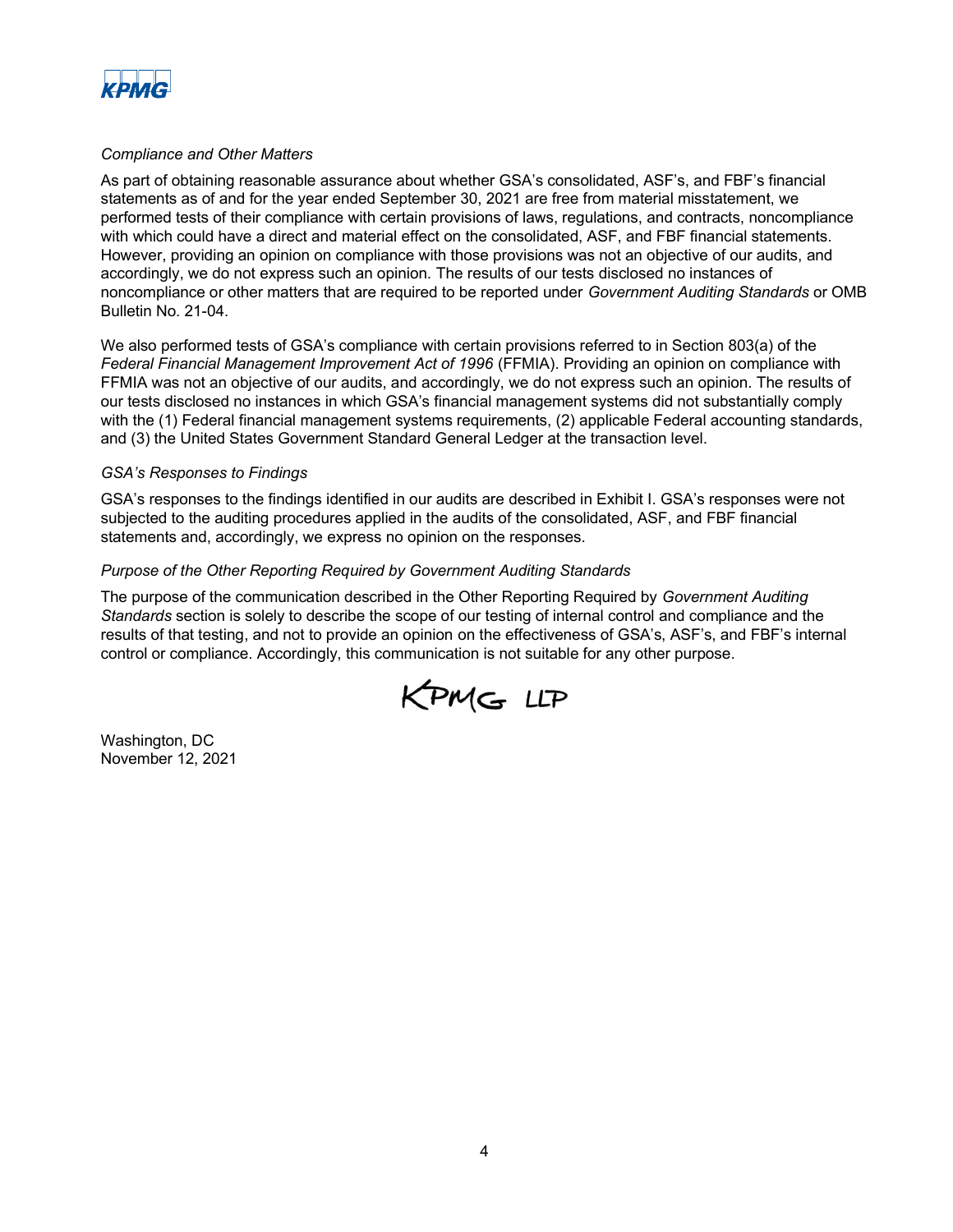*Compliance and Other Matters*

As part of obtaining reasonable assurance about whether GSA's consolidated, ASF's, and FBF's financial statements as of and for the year ended September 30, 2021 are free from material misstatement, we performed tests of their compliance with certain provisions of laws, regulations, and contracts, noncompliance with which could have a direct and material effect on the consolidated, ASF, and FBF financial statements. However, providing an opinion on compliance with those provisions was not an objective of our audits, and accordingly, we do not express such an opinion. The results of our tests disclosed no instances of noncompliance or other matters that are required to be reported under *Government Auditing Standards* or OMB Bulletin No. 21-04.

We also performed tests of GSA's compliance with certain provisions referred to in Section 803(a) of the *Federal Financial Management Improvement Act of 1996* (FFMIA). Providing an opinion on compliance with FFMIA was not an objective of our audits, and accordingly, we do not express such an opinion. The results of our tests disclosed no instances in which GSA's financial management systems did not substantially comply with the (1) Federal financial management systems requirements, (2) applicable Federal accounting standards, and (3) the United States Government Standard General Ledger at the transaction level.

*GSA's Responses to Findings*

GSA's responses to the findings identified in our audits are described in Exhibit I. GSA's responses were not subjected to the auditing procedures applied in the audits of the consolidated, ASF, and FBF financial statements and, accordingly, we express no opinion on the responses.

*Purpose of the Other Reporting Required by Government Auditing Standards*

The purpose of the communication described in the Other Reporting Required by *Government Auditing Standards* section is solely to describe the scope of our testing of internal control and compliance and the results of that testing, and not to provide an opinion on the effectiveness of GSA's, ASF's, and FBF's internal control or compliance. Accordingly, this communication is not suitable for any other purpose.

KPMG LLP

Washington, DC
November 12, 2021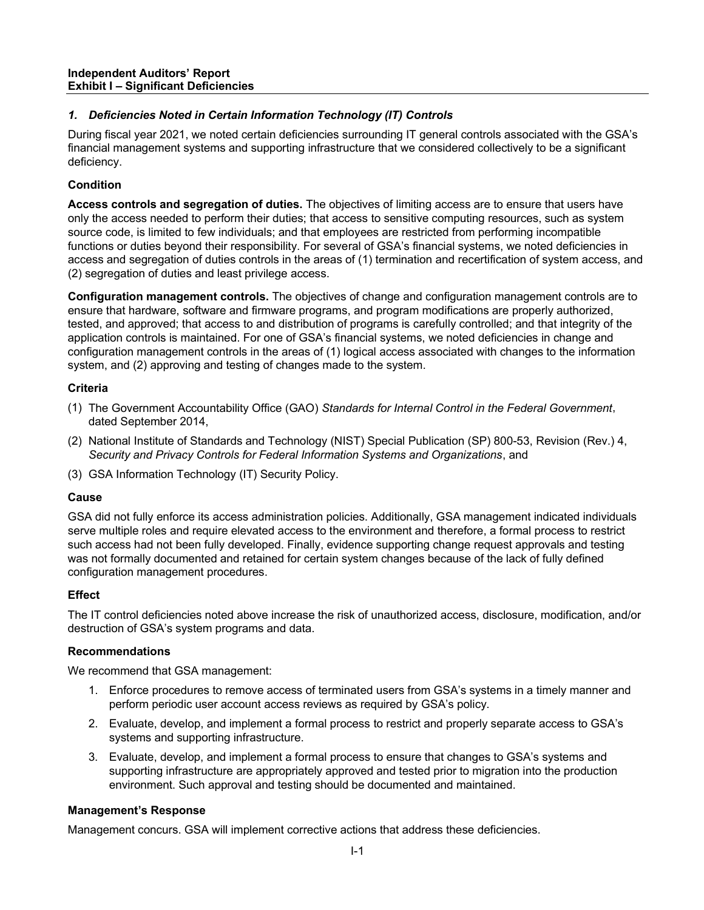**Independent Auditors' Report**
**Exhibit I – Significant Deficiencies**

### *1. Deficiencies Noted in Certain Information Technology (IT) Controls*

During fiscal year 2021, we noted certain deficiencies surrounding IT general controls associated with the GSA's financial management systems and supporting infrastructure that we considered collectively to be a significant deficiency.

#### Condition

**Access controls and segregation of duties.** The objectives of limiting access are to ensure that users have only the access needed to perform their duties; that access to sensitive computing resources, such as system source code, is limited to few individuals; and that employees are restricted from performing incompatible functions or duties beyond their responsibility. For several of GSA's financial systems, we noted deficiencies in access and segregation of duties controls in the areas of (1) termination and recertification of system access, and (2) segregation of duties and least privilege access.

**Configuration management controls.** The objectives of change and configuration management controls are to ensure that hardware, software and firmware programs, and program modifications are properly authorized, tested, and approved; that access to and distribution of programs is carefully controlled; and that integrity of the application controls is maintained. For one of GSA's financial systems, we noted deficiencies in change and configuration management controls in the areas of (1) logical access associated with changes to the information system, and (2) approving and testing of changes made to the system.

#### Criteria

(1) The Government Accountability Office (GAO) *Standards for Internal Control in the Federal Government*, dated September 2014,

(2) National Institute of Standards and Technology (NIST) Special Publication (SP) 800-53, Revision (Rev.) 4, *Security and Privacy Controls for Federal Information Systems and Organizations*, and

(3) GSA Information Technology (IT) Security Policy.

#### Cause

GSA did not fully enforce its access administration policies. Additionally, GSA management indicated individuals serve multiple roles and require elevated access to the environment and therefore, a formal process to restrict such access had not been fully developed. Finally, evidence supporting change request approvals and testing was not formally documented and retained for certain system changes because of the lack of fully defined configuration management procedures.

#### Effect

The IT control deficiencies noted above increase the risk of unauthorized access, disclosure, modification, and/or destruction of GSA's system programs and data.

#### Recommendations

We recommend that GSA management:

1. Enforce procedures to remove access of terminated users from GSA's systems in a timely manner and perform periodic user account access reviews as required by GSA's policy.
2. Evaluate, develop, and implement a formal process to restrict and properly separate access to GSA's systems and supporting infrastructure.
3. Evaluate, develop, and implement a formal process to ensure that changes to GSA's systems and supporting infrastructure are appropriately approved and tested prior to migration into the production environment. Such approval and testing should be documented and maintained.

#### Management's Response

Management concurs. GSA will implement corrective actions that address these deficiencies.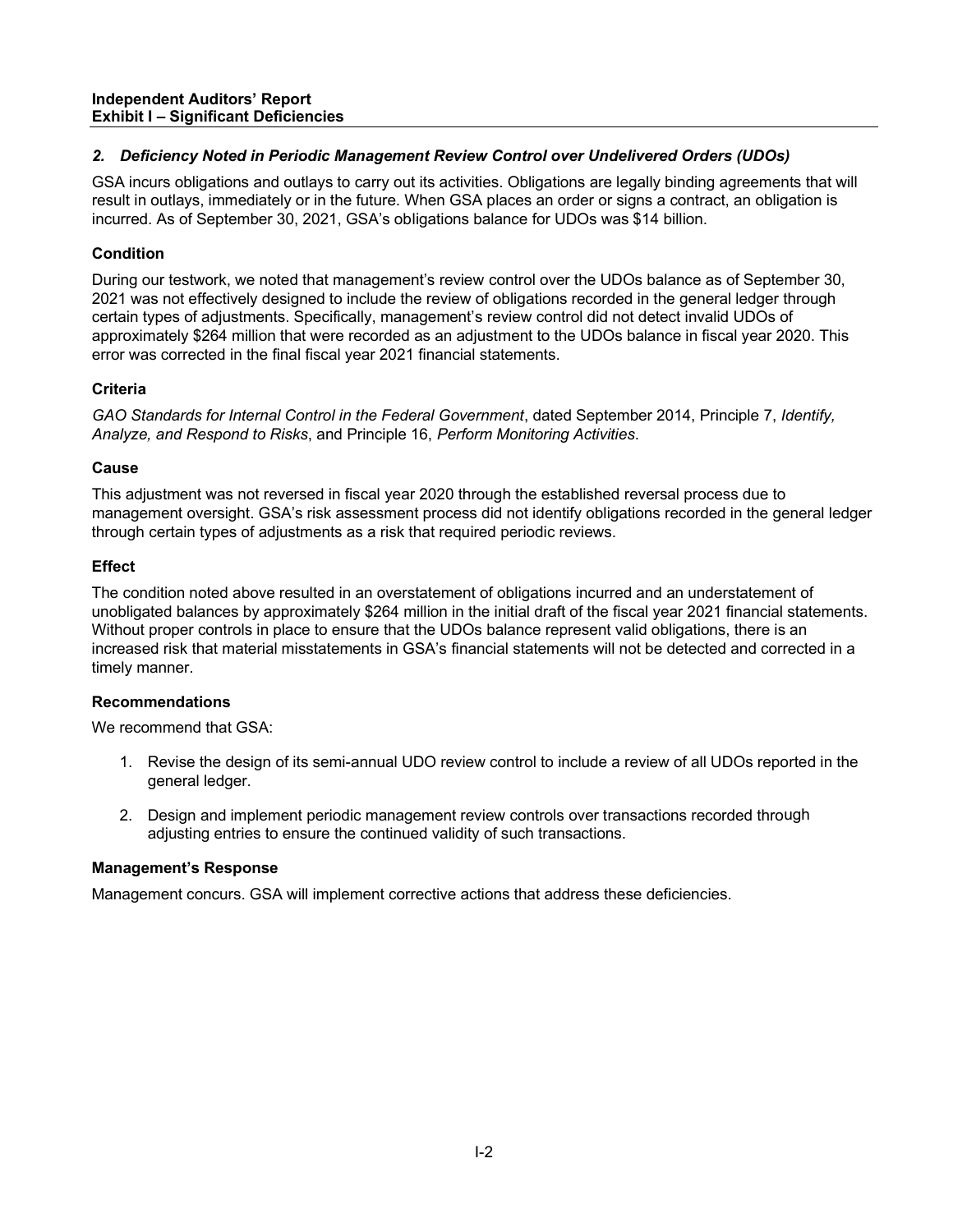## 2. *Deficiency Noted in Periodic Management Review Control over Undelivered Orders (UDOs)*

GSA incurs obligations and outlays to carry out its activities. Obligations are legally binding agreements that will result in outlays, immediately or in the future. When GSA places an order or signs a contract, an obligation is incurred. As of September 30, 2021, GSA's obligations balance for UDOs was $14 billion.

### Condition

During our testwork, we noted that management's review control over the UDOs balance as of September 30, 2021 was not effectively designed to include the review of obligations recorded in the general ledger through certain types of adjustments. Specifically, management's review control did not detect invalid UDOs of approximately $264 million that were recorded as an adjustment to the UDOs balance in fiscal year 2020. This error was corrected in the final fiscal year 2021 financial statements.

### Criteria

*GAO Standards for Internal Control in the Federal Government*, dated September 2014, Principle 7, *Identify, Analyze, and Respond to Risks*, and Principle 16, *Perform Monitoring Activities*.

### Cause

This adjustment was not reversed in fiscal year 2020 through the established reversal process due to management oversight. GSA's risk assessment process did not identify obligations recorded in the general ledger through certain types of adjustments as a risk that required periodic reviews.

### Effect

The condition noted above resulted in an overstatement of obligations incurred and an understatement of unobligated balances by approximately $264 million in the initial draft of the fiscal year 2021 financial statements. Without proper controls in place to ensure that the UDOs balance represent valid obligations, there is an increased risk that material misstatements in GSA's financial statements will not be detected and corrected in a timely manner.

### Recommendations

We recommend that GSA:

1. Revise the design of its semi-annual UDO review control to include a review of all UDOs reported in the general ledger.
2. Design and implement periodic management review controls over transactions recorded through adjusting entries to ensure the continued validity of such transactions.

### Management's Response

Management concurs. GSA will implement corrective actions that address these deficiencies.